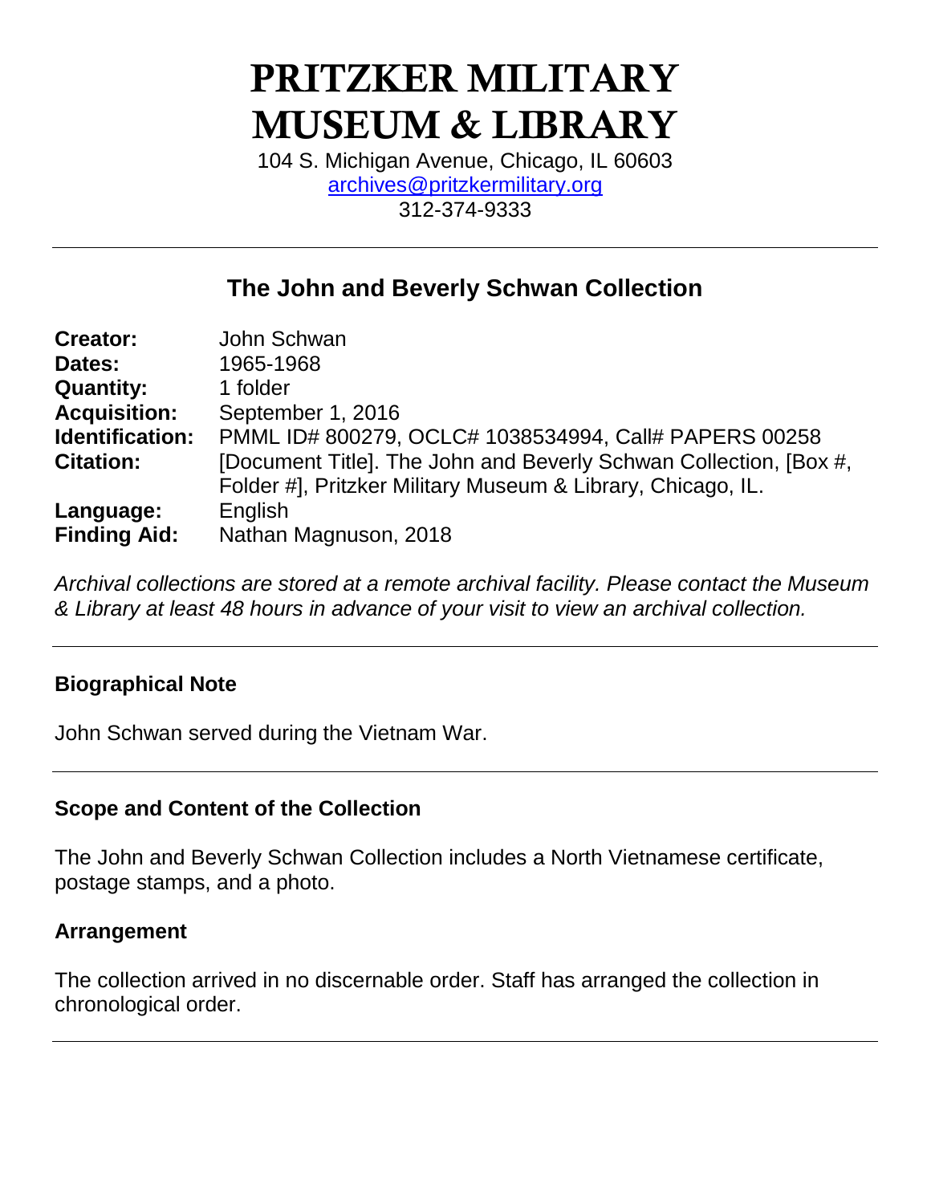# PRITZKER MILITARY MUSEUM & LIBRARY

104 S. Michigan Avenue, Chicago, IL 60603
archives@pritzkermilitary.org
312-374-9333

---

## The John and Beverly Schwan Collection

| | |
|---|---|
| **Creator:** | John Schwan |
| **Dates:** | 1965-1968 |
| **Quantity:** | 1 folder |
| **Acquisition:** | September 1, 2016 |
| **Identification:** | PMML ID# 800279, OCLC# 1038534994, Call# PAPERS 00258 |
| **Citation:** | [Document Title]. The John and Beverly Schwan Collection, [Box #, Folder #], Pritzker Military Museum & Library, Chicago, IL. |
| **Language:** | English |
| **Finding Aid:** | Nathan Magnuson, 2018 |

*Archival collections are stored at a remote archival facility. Please contact the Museum & Library at least 48 hours in advance of your visit to view an archival collection.*

---

### Biographical Note

John Schwan served during the Vietnam War.

---

### Scope and Content of the Collection

The John and Beverly Schwan Collection includes a North Vietnamese certificate, postage stamps, and a photo.

### Arrangement

The collection arrived in no discernable order. Staff has arranged the collection in chronological order.

---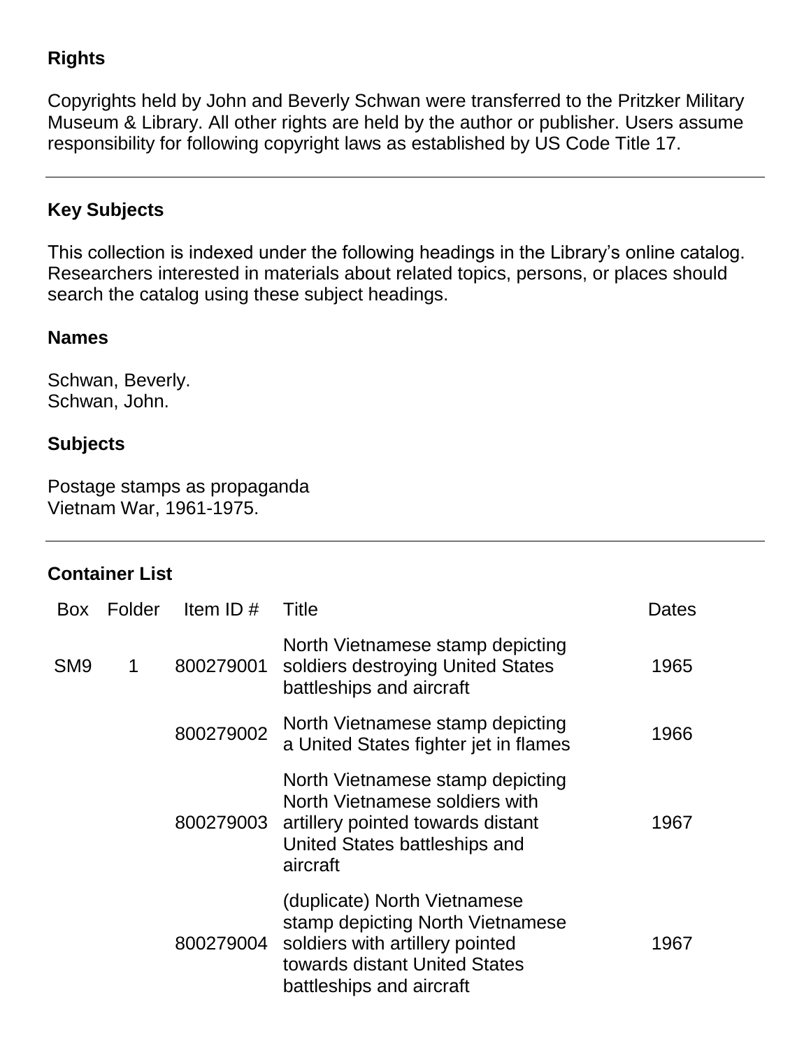## Rights

Copyrights held by John and Beverly Schwan were transferred to the Pritzker Military Museum & Library. All other rights are held by the author or publisher. Users assume responsibility for following copyright laws as established by US Code Title 17.

---

## Key Subjects

This collection is indexed under the following headings in the Library's online catalog. Researchers interested in materials about related topics, persons, or places should search the catalog using these subject headings.

### Names

Schwan, Beverly.
Schwan, John.

### Subjects

Postage stamps as propaganda
Vietnam War, 1961-1975.

---

## Container List

| Box | Folder | Item ID # | Title | Dates |
|---|---|---|---|---|
| SM9 | 1 | 800279001 | North Vietnamese stamp depicting soldiers destroying United States battleships and aircraft | 1965 |
| | | 800279002 | North Vietnamese stamp depicting a United States fighter jet in flames | 1966 |
| | | 800279003 | North Vietnamese stamp depicting North Vietnamese soldiers with artillery pointed towards distant United States battleships and aircraft | 1967 |
| | | 800279004 | (duplicate) North Vietnamese stamp depicting North Vietnamese soldiers with artillery pointed towards distant United States battleships and aircraft | 1967 |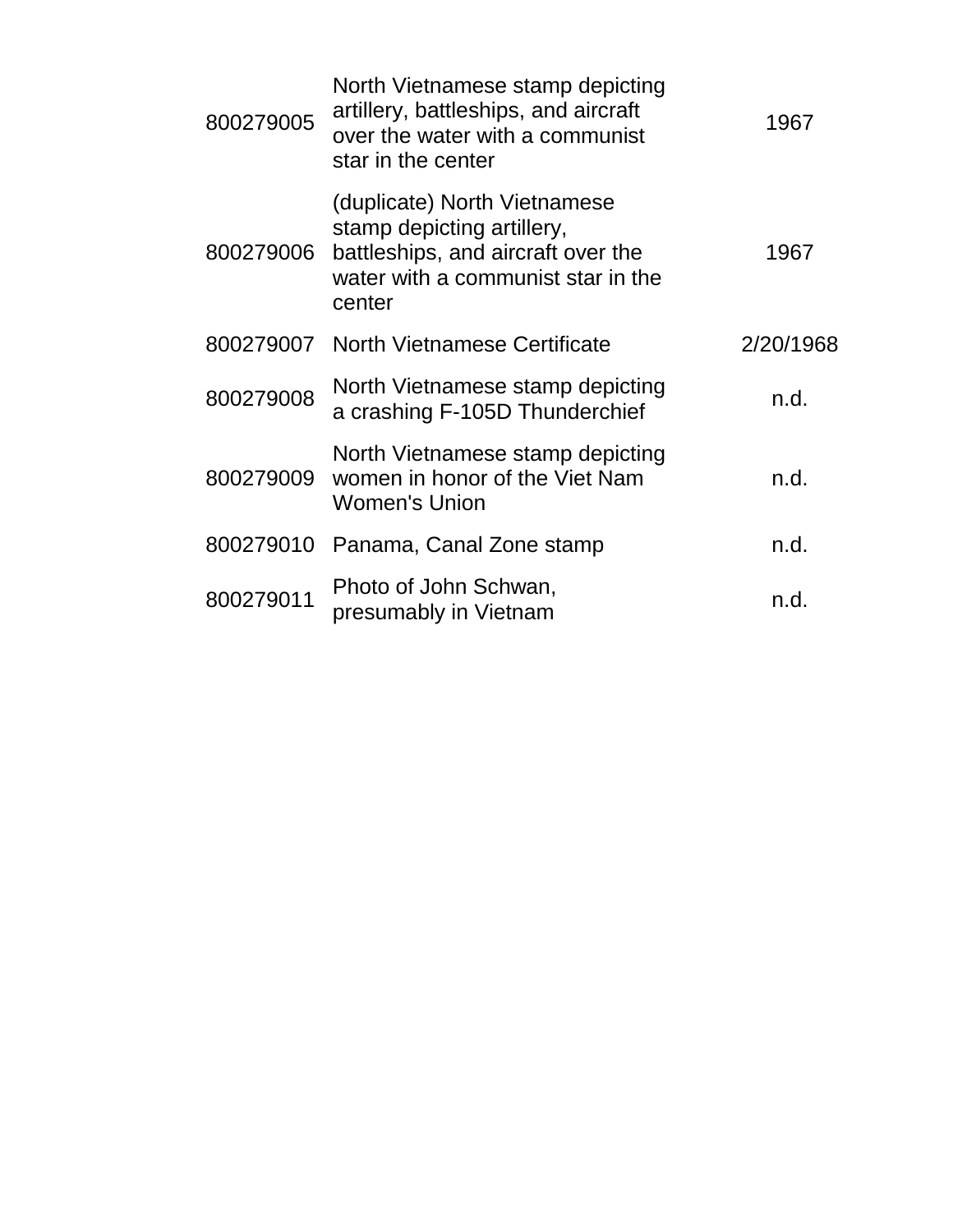| | | |
|---|---|---|
| 800279005 | North Vietnamese stamp depicting artillery, battleships, and aircraft over the water with a communist star in the center | 1967 |
| 800279006 | (duplicate) North Vietnamese stamp depicting artillery, battleships, and aircraft over the water with a communist star in the center | 1967 |
| 800279007 | North Vietnamese Certificate | 2/20/1968 |
| 800279008 | North Vietnamese stamp depicting a crashing F-105D Thunderchief | n.d. |
| 800279009 | North Vietnamese stamp depicting women in honor of the Viet Nam Women's Union | n.d. |
| 800279010 | Panama, Canal Zone stamp | n.d. |
| 800279011 | Photo of John Schwan, presumably in Vietnam | n.d. |